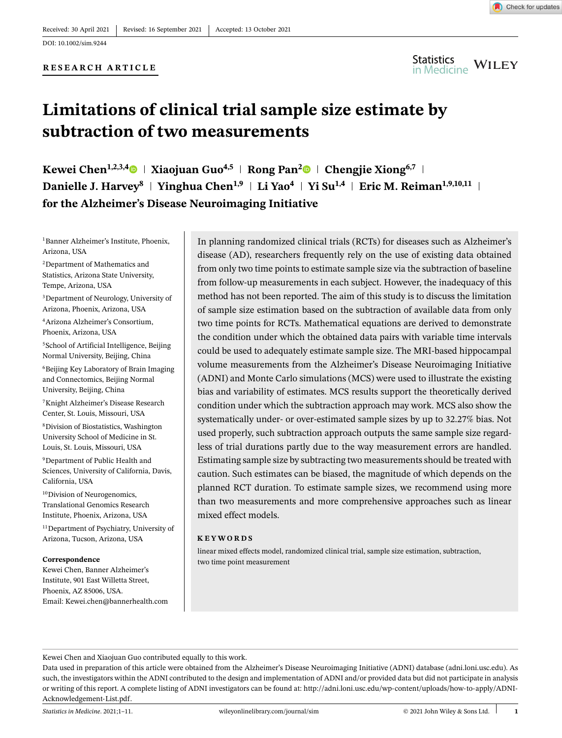Received: 30 April 2021 | Revised: 16 September 2021 | Accepted: 13 October 2021

DOI: 10.1002/sim.9244

**RESEARCH ARTICLE**

# Limitations of clinical trial sample size estimate by subtraction of two measurements

**Kewei Chen[1,2,3,4] | Xiaojuan Guo[4,5] | Rong Pan[2] | Chengjie Xiong[6,7] | Danielle J. Harvey[8] | Yinghua Chen[1,9] | Li Yao[4] | Yi Su[1,4] | Eric M. Reiman[1,9,10,11] | for the Alzheimer's Disease Neuroimaging Initiative**

[1]Banner Alzheimer's Institute, Phoenix, Arizona, USA

[2]Department of Mathematics and Statistics, Arizona State University, Tempe, Arizona, USA

[3]Department of Neurology, University of Arizona, Phoenix, Arizona, USA

[4]Arizona Alzheimer's Consortium, Phoenix, Arizona, USA

[5]School of Artificial Intelligence, Beijing Normal University, Beijing, China

[6]Beijing Key Laboratory of Brain Imaging and Connectomics, Beijing Normal University, Beijing, China

[7]Knight Alzheimer's Disease Research Center, St. Louis, Missouri, USA

[8]Division of Biostatistics, Washington University School of Medicine in St. Louis, St. Louis, Missouri, USA

[9]Department of Public Health and Sciences, University of California, Davis, California, USA

[10]Division of Neurogenomics, Translational Genomics Research Institute, Phoenix, Arizona, USA

[11]Department of Psychiatry, University of Arizona, Tucson, Arizona, USA

**Correspondence**

Kewei Chen, Banner Alzheimer's Institute, 901 East Willetta Street, Phoenix, AZ 85006, USA.
Email: Kewei.chen@bannerhealth.com

In planning randomized clinical trials (RCTs) for diseases such as Alzheimer's disease (AD), researchers frequently rely on the use of existing data obtained from only two time points to estimate sample size via the subtraction of baseline from follow-up measurements in each subject. However, the inadequacy of this method has not been reported. The aim of this study is to discuss the limitation of sample size estimation based on the subtraction of available data from only two time points for RCTs. Mathematical equations are derived to demonstrate the condition under which the obtained data pairs with variable time intervals could be used to adequately estimate sample size. The MRI-based hippocampal volume measurements from the Alzheimer's Disease Neuroimaging Initiative (ADNI) and Monte Carlo simulations (MCS) were used to illustrate the existing bias and variability of estimates. MCS results support the theoretically derived condition under which the subtraction approach may work. MCS also show the systematically under- or over-estimated sample sizes by up to 32.27% bias. Not used properly, such subtraction approach outputs the same sample size regardless of trial durations partly due to the way measurement errors are handled. Estimating sample size by subtracting two measurements should be treated with caution. Such estimates can be biased, the magnitude of which depends on the planned RCT duration. To estimate sample sizes, we recommend using more than two measurements and more comprehensive approaches such as linear mixed effect models.

**KEYWORDS**

linear mixed effects model, randomized clinical trial, sample size estimation, subtraction, two time point measurement

---

Kewei Chen and Xiaojuan Guo contributed equally to this work.

Data used in preparation of this article were obtained from the Alzheimer's Disease Neuroimaging Initiative (ADNI) database (adni.loni.usc.edu). As such, the investigators within the ADNI contributed to the design and implementation of ADNI and/or provided data but did not participate in analysis or writing of this report. A complete listing of ADNI investigators can be found at: http://adni.loni.usc.edu/wp-content/uploads/how-to-apply/ADNI-Acknowledgement-List.pdf.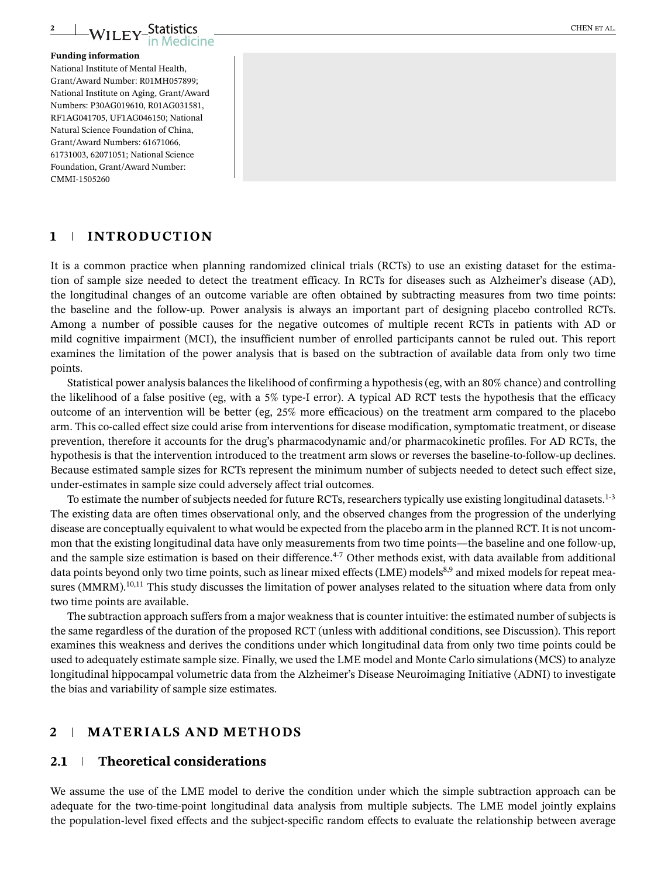**Funding information**

National Institute of Mental Health, Grant/Award Number: R01MH057899; National Institute on Aging, Grant/Award Numbers: P30AG019610, R01AG031581, RF1AG041705, UF1AG046150; National Natural Science Foundation of China, Grant/Award Numbers: 61671066, 61731003, 62071051; National Science Foundation, Grant/Award Number: CMMI-1505260

## 1 INTRODUCTION

It is a common practice when planning randomized clinical trials (RCTs) to use an existing dataset for the estimation of sample size needed to detect the treatment efficacy. In RCTs for diseases such as Alzheimer's disease (AD), the longitudinal changes of an outcome variable are often obtained by subtracting measures from two time points: the baseline and the follow-up. Power analysis is always an important part of designing placebo controlled RCTs. Among a number of possible causes for the negative outcomes of multiple recent RCTs in patients with AD or mild cognitive impairment (MCI), the insufficient number of enrolled participants cannot be ruled out. This report examines the limitation of the power analysis that is based on the subtraction of available data from only two time points.

Statistical power analysis balances the likelihood of confirming a hypothesis (eg, with an 80% chance) and controlling the likelihood of a false positive (eg, with a 5% type-I error). A typical AD RCT tests the hypothesis that the efficacy outcome of an intervention will be better (eg, 25% more efficacious) on the treatment arm compared to the placebo arm. This co-called effect size could arise from interventions for disease modification, symptomatic treatment, or disease prevention, therefore it accounts for the drug's pharmacodynamic and/or pharmacokinetic profiles. For AD RCTs, the hypothesis is that the intervention introduced to the treatment arm slows or reverses the baseline-to-follow-up declines. Because estimated sample sizes for RCTs represent the minimum number of subjects needed to detect such effect size, under-estimates in sample size could adversely affect trial outcomes.

To estimate the number of subjects needed for future RCTs, researchers typically use existing longitudinal datasets.[1-3] The existing data are often times observational only, and the observed changes from the progression of the underlying disease are conceptually equivalent to what would be expected from the placebo arm in the planned RCT. It is not uncommon that the existing longitudinal data have only measurements from two time points—the baseline and one follow-up, and the sample size estimation is based on their difference.[4-7] Other methods exist, with data available from additional data points beyond only two time points, such as linear mixed effects (LME) models[8,9] and mixed models for repeat measures (MMRM).[10,11] This study discusses the limitation of power analyses related to the situation where data from only two time points are available.

The subtraction approach suffers from a major weakness that is counter intuitive: the estimated number of subjects is the same regardless of the duration of the proposed RCT (unless with additional conditions, see Discussion). This report examines this weakness and derives the conditions under which longitudinal data from only two time points could be used to adequately estimate sample size. Finally, we used the LME model and Monte Carlo simulations (MCS) to analyze longitudinal hippocampal volumetric data from the Alzheimer's Disease Neuroimaging Initiative (ADNI) to investigate the bias and variability of sample size estimates.

## 2 MATERIALS AND METHODS

### 2.1 Theoretical considerations

We assume the use of the LME model to derive the condition under which the simple subtraction approach can be adequate for the two-time-point longitudinal data analysis from multiple subjects. The LME model jointly explains the population-level fixed effects and the subject-specific random effects to evaluate the relationship between average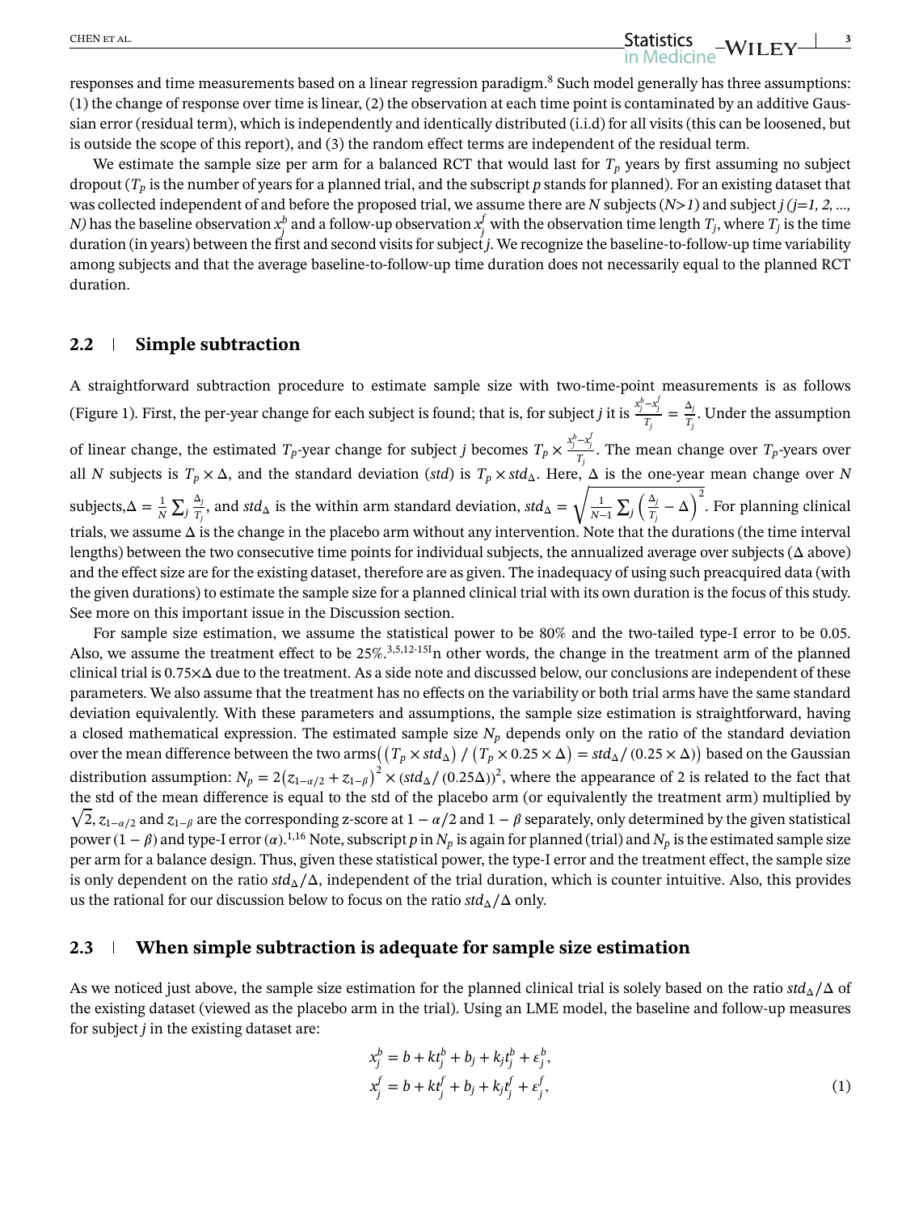responses and time measurements based on a linear regression paradigm.[8] Such model generally has three assumptions: (1) the change of response over time is linear, (2) the observation at each time point is contaminated by an additive Gaussian error (residual term), which is independently and identically distributed (i.i.d) for all visits (this can be loosened, but is outside the scope of this report), and (3) the random effect terms are independent of the residual term.

We estimate the sample size per arm for a balanced RCT that would last for $T_p$ years by first assuming no subject dropout ($T_p$ is the number of years for a planned trial, and the subscript $p$ stands for planned). For an existing dataset that was collected independent of and before the proposed trial, we assume there are $N$ subjects ($N>1$) and subject $j$ ($j=1, 2, \ldots, N$) has the baseline observation $x_j^b$ and a follow-up observation $x_j^f$ with the observation time length $T_j$, where $T_j$ is the time duration (in years) between the first and second visits for subject $j$. We recognize the baseline-to-follow-up time variability among subjects and that the average baseline-to-follow-up time duration does not necessarily equal to the planned RCT duration.

## 2.2 | Simple subtraction

A straightforward subtraction procedure to estimate sample size with two-time-point measurements is as follows (Figure 1). First, the per-year change for each subject is found; that is, for subject $j$ it is $\frac{x_j^b - x_j^f}{T_j} = \frac{\Delta_j}{T_j}$. Under the assumption of linear change, the estimated $T_p$-year change for subject $j$ becomes $T_p \times \frac{x_j^b - x_j^f}{T_j}$. The mean change over $T_p$-years over all $N$ subjects is $T_p \times \Delta$, and the standard deviation (*std*) is $T_p \times std_\Delta$. Here, $\Delta$ is the one-year mean change over $N$ subjects,$\Delta = \frac{1}{N}\sum_j \frac{\Delta_j}{T_j}$, and $std_\Delta$ is the within arm standard deviation, $std_\Delta = \sqrt{\frac{1}{N-1}\sum_j \left(\frac{\Delta_j}{T_j} - \Delta\right)^2}$. For planning clinical trials, we assume $\Delta$ is the change in the placebo arm without any intervention. Note that the durations (the time interval lengths) between the two consecutive time points for individual subjects, the annualized average over subjects ($\Delta$ above) and the effect size are for the existing dataset, therefore are as given. The inadequacy of using such preacquired data (with the given durations) to estimate the sample size for a planned clinical trial with its own duration is the focus of this study. See more on this important issue in the Discussion section.

For sample size estimation, we assume the statistical power to be 80% and the two-tailed type-I error to be 0.05. Also, we assume the treatment effect to be 25%.[3,5,12-15]In other words, the change in the treatment arm of the planned clinical trial is $0.75\times\Delta$ due to the treatment. As a side note and discussed below, our conclusions are independent of these parameters. We also assume that the treatment has no effects on the variability or both trial arms have the same standard deviation equivalently. With these parameters and assumptions, the sample size estimation is straightforward, having a closed mathematical expression. The estimated sample size $N_p$ depends only on the ratio of the standard deviation over the mean difference between the two arms$\left(\left(T_p \times std_\Delta\right) / \left(T_p \times 0.25 \times \Delta\right) = std_\Delta / (0.25 \times \Delta)\right)$ based on the Gaussian distribution assumption: $N_p = 2\left(z_{1-\alpha/2} + z_{1-\beta}\right)^2 \times (std_\Delta / (0.25\Delta))^2$, where the appearance of 2 is related to the fact that the std of the mean difference is equal to the std of the placebo arm (or equivalently the treatment arm) multiplied by $\sqrt{2}$, $z_{1-\alpha/2}$ and $z_{1-\beta}$ are the corresponding z-score at $1-\alpha/2$ and $1-\beta$ separately, only determined by the given statistical power $(1-\beta)$ and type-I error $(\alpha)$.[1,16] Note, subscript $p$ in $N_p$ is again for planned (trial) and $N_p$ is the estimated sample size per arm for a balance design. Thus, given these statistical power, the type-I error and the treatment effect, the sample size is only dependent on the ratio $std_\Delta/\Delta$, independent of the trial duration, which is counter intuitive. Also, this provides us the rational for our discussion below to focus on the ratio $std_\Delta/\Delta$ only.

## 2.3 | When simple subtraction is adequate for sample size estimation

As we noticed just above, the sample size estimation for the planned clinical trial is solely based on the ratio $std_\Delta/\Delta$ of the existing dataset (viewed as the placebo arm in the trial). Using an LME model, the baseline and follow-up measures for subject $j$ in the existing dataset are:

$$
\begin{aligned}
x_j^b &= b + kt_j^b + b_j + k_j t_j^b + \varepsilon_j^b, \\
x_j^f &= b + kt_j^f + b_j + k_j t_j^f + \varepsilon_j^f,
\end{aligned}
\tag{1}
$$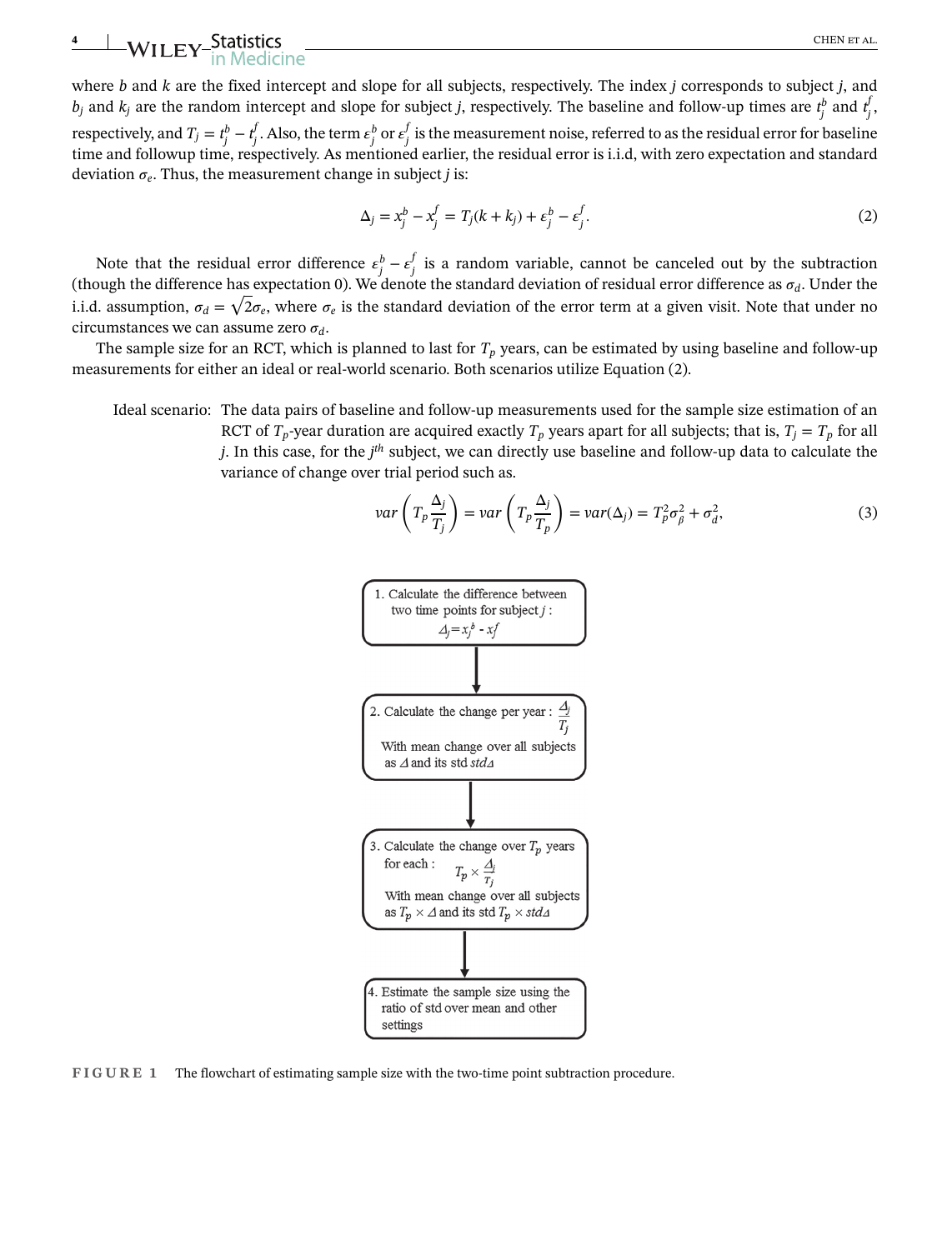where $b$ and $k$ are the fixed intercept and slope for all subjects, respectively. The index $j$ corresponds to subject $j$, and $b_j$ and $k_j$ are the random intercept and slope for subject $j$, respectively. The baseline and follow-up times are $t_j^b$ and $t_j^f$, respectively, and $T_j = t_j^b - t_j^f$. Also, the term $\epsilon_j^b$ or $\epsilon_j^f$ is the measurement noise, referred to as the residual error for baseline time and followup time, respectively. As mentioned earlier, the residual error is i.i.d, with zero expectation and standard deviation $\sigma_e$. Thus, the measurement change in subject $j$ is:

$$\Delta_j = x_j^b - x_j^f = T_j(k + k_j) + \epsilon_j^b - \epsilon_j^f. \tag{2}$$

Note that the residual error difference $\epsilon_j^b - \epsilon_j^f$ is a random variable, cannot be canceled out by the subtraction (though the difference has expectation 0). We denote the standard deviation of residual error difference as $\sigma_d$. Under the i.i.d. assumption, $\sigma_d = \sqrt{2}\sigma_e$, where $\sigma_e$ is the standard deviation of the error term at a given visit. Note that under no circumstances we can assume zero $\sigma_d$.

The sample size for an RCT, which is planned to last for $T_p$ years, can be estimated by using baseline and follow-up measurements for either an ideal or real-world scenario. Both scenarios utilize Equation (2).

Ideal scenario: The data pairs of baseline and follow-up measurements used for the sample size estimation of an RCT of $T_p$-year duration are acquired exactly $T_p$ years apart for all subjects; that is, $T_j = T_p$ for all $j$. In this case, for the $j^{th}$ subject, we can directly use baseline and follow-up data to calculate the variance of change over trial period such as.

$$var\left(T_p \frac{\Delta_j}{T_j}\right) = var\left(T_p \frac{\Delta_j}{T_p}\right) = var(\Delta_j) = T_p^2 \sigma_\beta^2 + \sigma_d^2, \tag{3}$$

1. Calculate the difference between two time points for subject $j$: $\Delta_j = x_j^b - x_j^f$

↓

2. Calculate the change per year: $\frac{\Delta_j}{T_j}$
With mean change over all subjects as $\Delta$ and its std $std\Delta$

↓

3. Calculate the change over $T_p$ years for each: $T_p \times \frac{\Delta_j}{T_j}$
With mean change over all subjects as $T_p \times \Delta$ and its std $T_p \times std\Delta$

↓

4. Estimate the sample size using the ratio of std over mean and other settings

**FIGURE 1** The flowchart of estimating sample size with the two-time point subtraction procedure.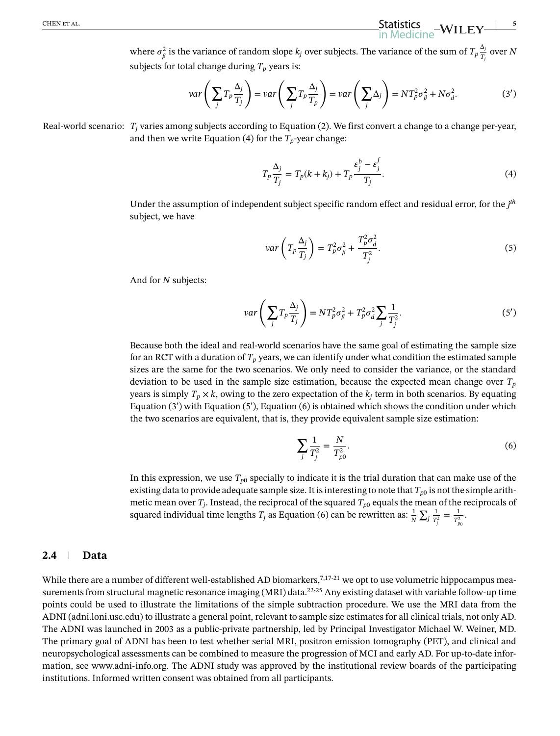where $\sigma_\beta^2$ is the variance of random slope $k_j$ over subjects. The variance of the sum of $T_p \frac{\Delta_j}{T_j}$ over $N$ subjects for total change during $T_p$ years is:

$$var\left(\sum_j T_p \frac{\Delta_j}{T_j}\right) = var\left(\sum_j T_p \frac{\Delta_j}{T_p}\right) = var\left(\sum_j \Delta_j\right) = NT_p^2\sigma_\beta^2 + N\sigma_d^2. \tag{3'}$$

Real-world scenario: $T_j$ varies among subjects according to Equation (2). We first convert a change to a change per-year, and then we write Equation (4) for the $T_p$-year change:

$$T_p \frac{\Delta_j}{T_j} = T_p(k + k_j) + T_p \frac{\epsilon_j^b - \epsilon_j^f}{T_j}. \tag{4}$$

Under the assumption of independent subject specific random effect and residual error, for the $j^{th}$ subject, we have

$$var\left(T_p \frac{\Delta_j}{T_j}\right) = T_p^2\sigma_\beta^2 + \frac{T_p^2\sigma_d^2}{T_j^2}. \tag{5}$$

And for $N$ subjects:

$$var\left(\sum_j T_p \frac{\Delta_j}{T_j}\right) = NT_p^2\sigma_\beta^2 + T_p^2\sigma_d^2\sum_j \frac{1}{T_j^2}. \tag{5'}$$

Because both the ideal and real-world scenarios have the same goal of estimating the sample size for an RCT with a duration of $T_p$ years, we can identify under what condition the estimated sample sizes are the same for the two scenarios. We only need to consider the variance, or the standard deviation to be used in the sample size estimation, because the expected mean change over $T_p$ years is simply $T_p \times k$, owing to the zero expectation of the $k_j$ term in both scenarios. By equating Equation (3') with Equation (5'), Equation (6) is obtained which shows the condition under which the two scenarios are equivalent, that is, they provide equivalent sample size estimation:

$$\sum_j \frac{1}{T_j^2} = \frac{N}{T_{p0}^2}. \tag{6}$$

In this expression, we use $T_{p0}$ specially to indicate it is the trial duration that can make use of the existing data to provide adequate sample size. It is interesting to note that $T_{p0}$ is not the simple arithmetic mean over $T_j$. Instead, the reciprocal of the squared $T_{p0}$ equals the mean of the reciprocals of squared individual time lengths $T_j$ as Equation (6) can be rewritten as: $\frac{1}{N}\sum_j \frac{1}{T_j^2} = \frac{1}{T_{p0}^2}$.

### 2.4 | Data

While there are a number of different well-established AD biomarkers,[7,17-21] we opt to use volumetric hippocampus measurements from structural magnetic resonance imaging (MRI) data.[22-25] Any existing dataset with variable follow-up time points could be used to illustrate the limitations of the simple subtraction procedure. We use the MRI data from the ADNI (adni.loni.usc.edu) to illustrate a general point, relevant to sample size estimates for all clinical trials, not only AD. The ADNI was launched in 2003 as a public-private partnership, led by Principal Investigator Michael W. Weiner, MD. The primary goal of ADNI has been to test whether serial MRI, positron emission tomography (PET), and clinical and neuropsychological assessments can be combined to measure the progression of MCI and early AD. For up-to-date information, see www.adni-info.org. The ADNI study was approved by the institutional review boards of the participating institutions. Informed written consent was obtained from all participants.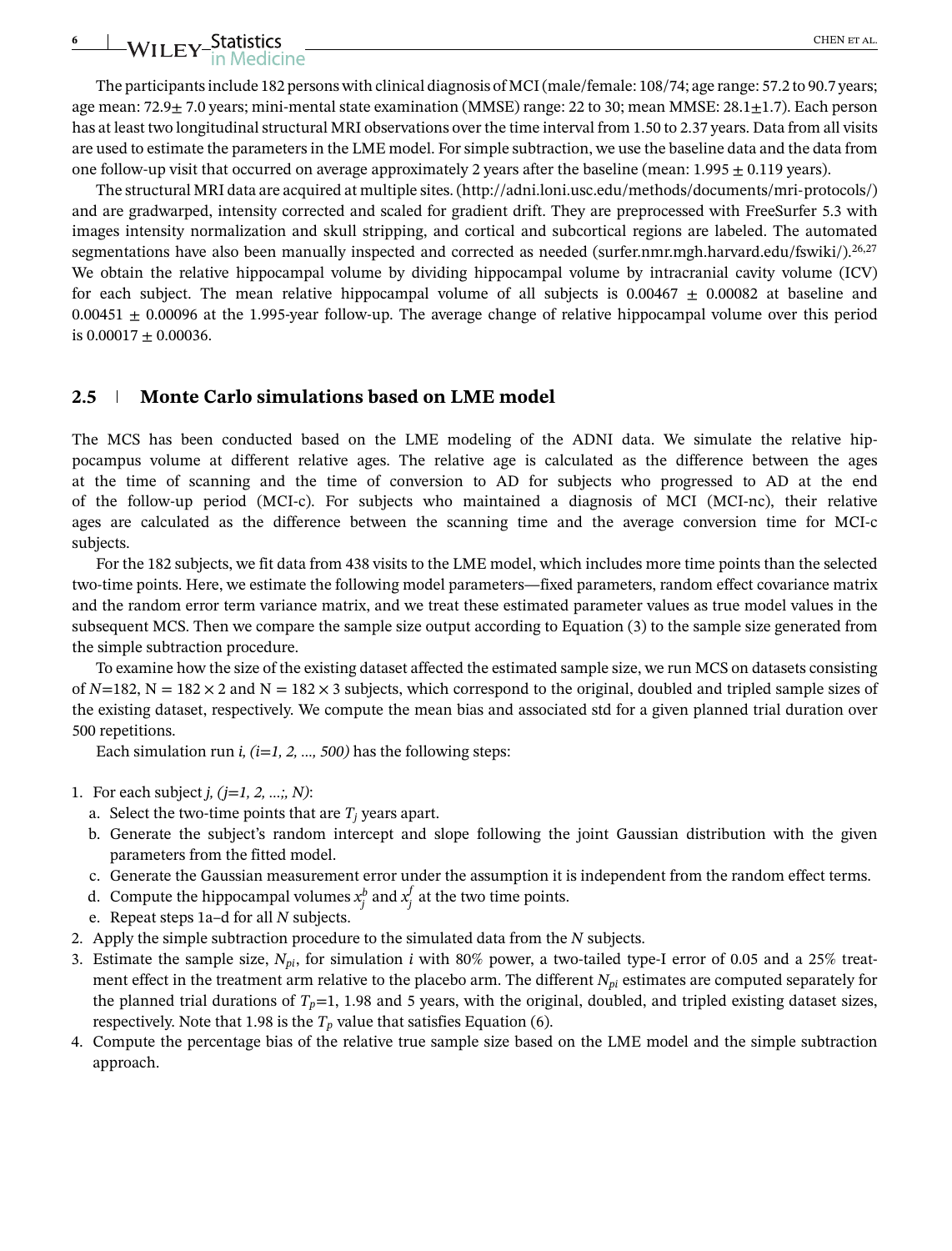The participants include 182 persons with clinical diagnosis of MCI (male/female: 108/74; age range: 57.2 to 90.7 years; age mean: 72.9± 7.0 years; mini-mental state examination (MMSE) range: 22 to 30; mean MMSE: 28.1±1.7). Each person has at least two longitudinal structural MRI observations over the time interval from 1.50 to 2.37 years. Data from all visits are used to estimate the parameters in the LME model. For simple subtraction, we use the baseline data and the data from one follow-up visit that occurred on average approximately 2 years after the baseline (mean: 1.995 ± 0.119 years).

The structural MRI data are acquired at multiple sites. (http://adni.loni.usc.edu/methods/documents/mri-protocols/) and are gradwarped, intensity corrected and scaled for gradient drift. They are preprocessed with FreeSurfer 5.3 with images intensity normalization and skull stripping, and cortical and subcortical regions are labeled. The automated segmentations have also been manually inspected and corrected as needed (surfer.nmr.mgh.harvard.edu/fswiki/).[26,27] We obtain the relative hippocampal volume by dividing hippocampal volume by intracranial cavity volume (ICV) for each subject. The mean relative hippocampal volume of all subjects is 0.00467 ± 0.00082 at baseline and 0.00451 ± 0.00096 at the 1.995-year follow-up. The average change of relative hippocampal volume over this period is 0.00017 ± 0.00036.

## 2.5 Monte Carlo simulations based on LME model

The MCS has been conducted based on the LME modeling of the ADNI data. We simulate the relative hippocampus volume at different relative ages. The relative age is calculated as the difference between the ages at the time of scanning and the time of conversion to AD for subjects who progressed to AD at the end of the follow-up period (MCI-c). For subjects who maintained a diagnosis of MCI (MCI-nc), their relative ages are calculated as the difference between the scanning time and the average conversion time for MCI-c subjects.

For the 182 subjects, we fit data from 438 visits to the LME model, which includes more time points than the selected two-time points. Here, we estimate the following model parameters—fixed parameters, random effect covariance matrix and the random error term variance matrix, and we treat these estimated parameter values as true model values in the subsequent MCS. Then we compare the sample size output according to Equation (3) to the sample size generated from the simple subtraction procedure.

To examine how the size of the existing dataset affected the estimated sample size, we run MCS on datasets consisting of $N$=182, N = 182 × 2 and N = 182 × 3 subjects, which correspond to the original, doubled and tripled sample sizes of the existing dataset, respectively. We compute the mean bias and associated std for a given planned trial duration over 500 repetitions.

Each simulation run *i, (i=1, 2, …, 500)* has the following steps:

1. For each subject *j, (j=1, 2, …;, N)*:
   a. Select the two-time points that are $T_j$ years apart.
   b. Generate the subject's random intercept and slope following the joint Gaussian distribution with the given parameters from the fitted model.
   c. Generate the Gaussian measurement error under the assumption it is independent from the random effect terms.
   d. Compute the hippocampal volumes $x_j^b$ and $x_j^f$ at the two time points.
   e. Repeat steps 1a–d for all $N$ subjects.
2. Apply the simple subtraction procedure to the simulated data from the $N$ subjects.
3. Estimate the sample size, $N_{pi}$, for simulation $i$ with 80% power, a two-tailed type-I error of 0.05 and a 25% treatment effect in the treatment arm relative to the placebo arm. The different $N_{pi}$ estimates are computed separately for the planned trial durations of $T_p$=1, 1.98 and 5 years, with the original, doubled, and tripled existing dataset sizes, respectively. Note that 1.98 is the $T_p$ value that satisfies Equation (6).
4. Compute the percentage bias of the relative true sample size based on the LME model and the simple subtraction approach.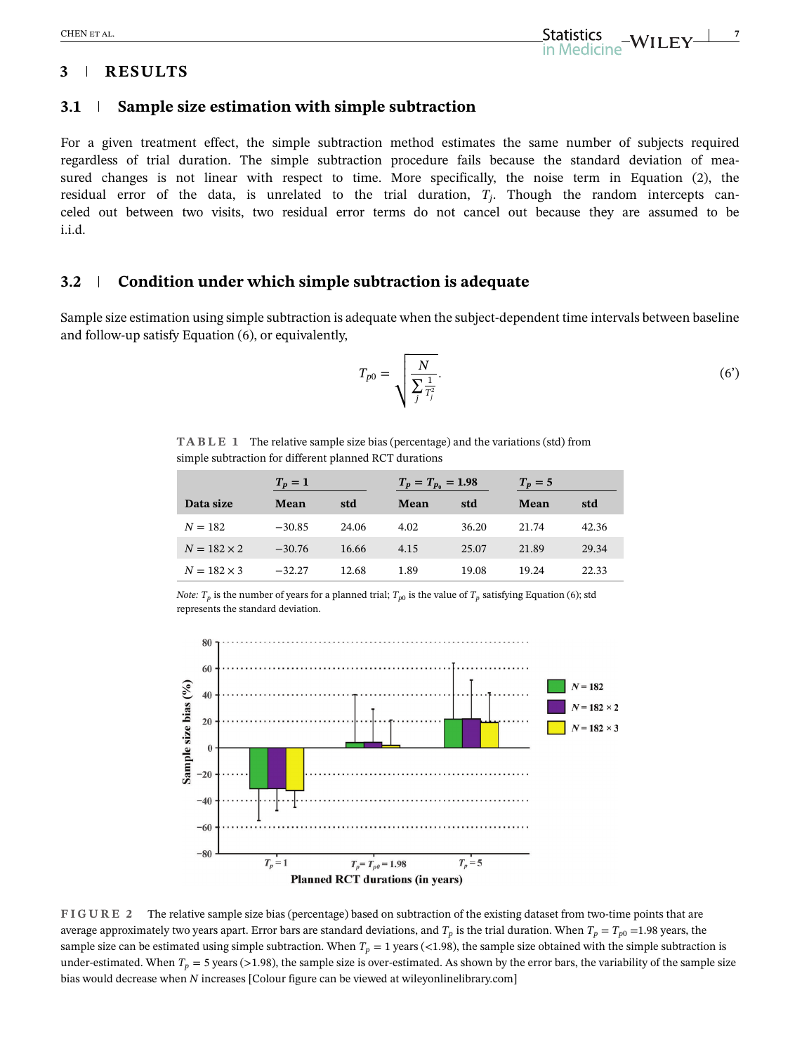## 3 | RESULTS

### 3.1 | Sample size estimation with simple subtraction

For a given treatment effect, the simple subtraction method estimates the same number of subjects required regardless of trial duration. The simple subtraction procedure fails because the standard deviation of measured changes is not linear with respect to time. More specifically, the noise term in Equation (2), the residual error of the data, is unrelated to the trial duration, $T_j$. Though the random intercepts canceled out between two visits, two residual error terms do not cancel out because they are assumed to be i.i.d.

### 3.2 | Condition under which simple subtraction is adequate

Sample size estimation using simple subtraction is adequate when the subject-dependent time intervals between baseline and follow-up satisfy Equation (6), or equivalently,

$$T_{p0} = \sqrt{\frac{N}{\sum_j \frac{1}{T_j^2}}}. \tag{6'}$$

**TABLE 1** The relative sample size bias (percentage) and the variations (std) from simple subtraction for different planned RCT durations

| | $T_p = 1$ | | $T_p = T_{p_0} = 1.98$ | | $T_p = 5$ | |
|---|---|---|---|---|---|---|
| Data size | Mean | std | Mean | std | Mean | std |
| $N = 182$ | −30.85 | 24.06 | 4.02 | 36.20 | 21.74 | 42.36 |
| $N = 182 \times 2$ | −30.76 | 16.66 | 4.15 | 25.07 | 21.89 | 29.34 |
| $N = 182 \times 3$ | −32.27 | 12.68 | 1.89 | 19.08 | 19.24 | 22.33 |

*Note:* $T_p$ is the number of years for a planned trial; $T_{p0}$ is the value of $T_p$ satisfying Equation (6); std represents the standard deviation.

**FIGURE 2** The relative sample size bias (percentage) based on subtraction of the existing dataset from two-time points that are average approximately two years apart. Error bars are standard deviations, and $T_p$ is the trial duration. When $T_p = T_{p0}$ =1.98 years, the sample size can be estimated using simple subtraction. When $T_p = 1$ years (<1.98), the sample size obtained with the simple subtraction is under-estimated. When $T_p = 5$ years (>1.98), the sample size is over-estimated. As shown by the error bars, the variability of the sample size bias would decrease when $N$ increases [Colour figure can be viewed at wileyonlinelibrary.com]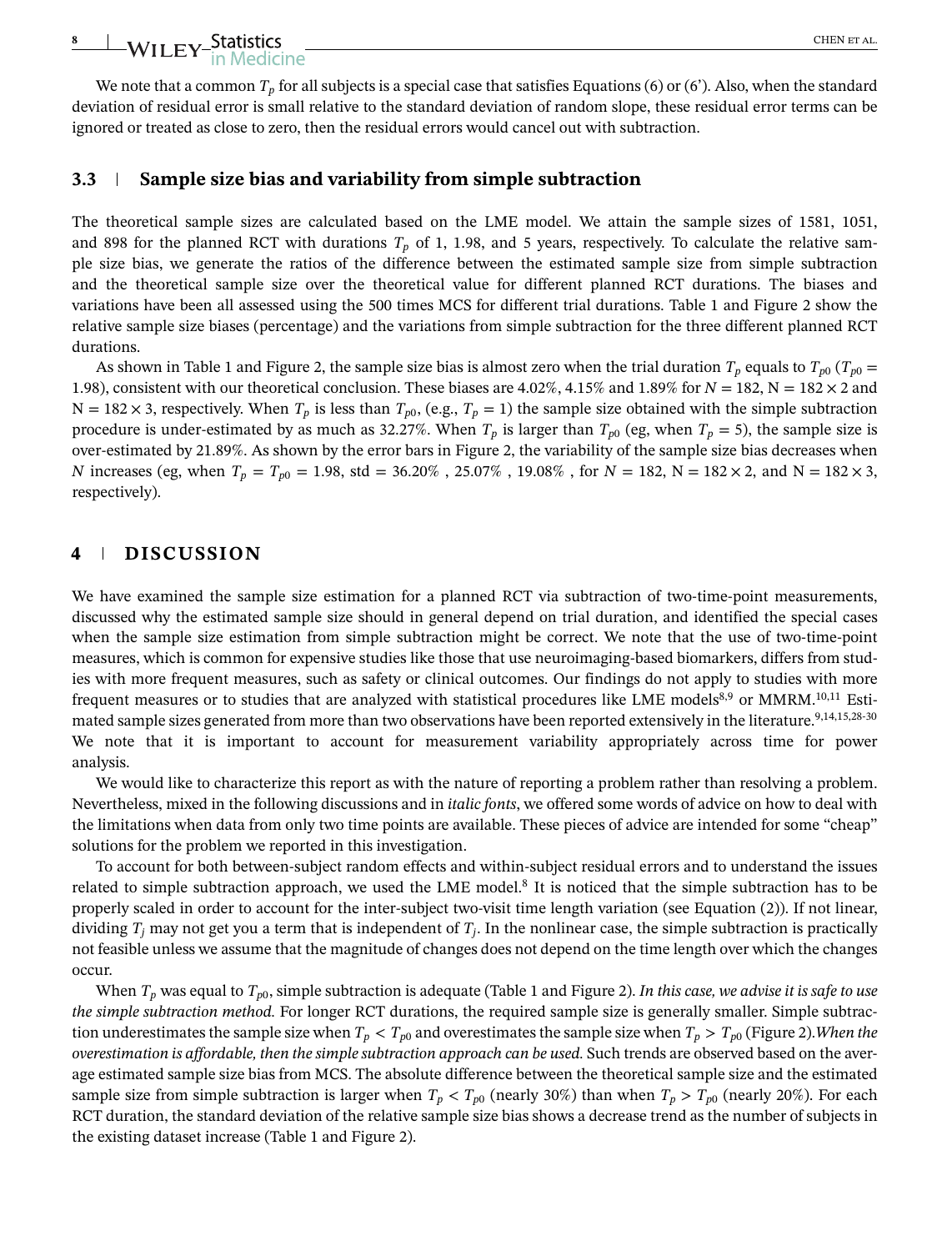We note that a common $T_p$ for all subjects is a special case that satisfies Equations (6) or (6'). Also, when the standard deviation of residual error is small relative to the standard deviation of random slope, these residual error terms can be ignored or treated as close to zero, then the residual errors would cancel out with subtraction.

### 3.3 Sample size bias and variability from simple subtraction

The theoretical sample sizes are calculated based on the LME model. We attain the sample sizes of 1581, 1051, and 898 for the planned RCT with durations $T_p$ of 1, 1.98, and 5 years, respectively. To calculate the relative sample size bias, we generate the ratios of the difference between the estimated sample size from simple subtraction and the theoretical sample size over the theoretical value for different planned RCT durations. The biases and variations have been all assessed using the 500 times MCS for different trial durations. Table 1 and Figure 2 show the relative sample size biases (percentage) and the variations from simple subtraction for the three different planned RCT durations.

As shown in Table 1 and Figure 2, the sample size bias is almost zero when the trial duration $T_p$ equals to $T_{p0}$ ($T_{p0} = 1.98$), consistent with our theoretical conclusion. These biases are 4.02%, 4.15% and 1.89% for $N = 182$, $N = 182 \times 2$ and $N = 182 \times 3$, respectively. When $T_p$ is less than $T_{p0}$, (e.g., $T_p = 1$) the sample size obtained with the simple subtraction procedure is under-estimated by as much as 32.27%. When $T_p$ is larger than $T_{p0}$ (eg, when $T_p = 5$), the sample size is over-estimated by 21.89%. As shown by the error bars in Figure 2, the variability of the sample size bias decreases when $N$ increases (eg, when $T_p = T_{p0} = 1.98$, std = 36.20% , 25.07% , 19.08% , for $N = 182$, $N = 182 \times 2$, and $N = 182 \times 3$, respectively).

## 4 DISCUSSION

We have examined the sample size estimation for a planned RCT via subtraction of two-time-point measurements, discussed why the estimated sample size should in general depend on trial duration, and identified the special cases when the sample size estimation from simple subtraction might be correct. We note that the use of two-time-point measures, which is common for expensive studies like those that use neuroimaging-based biomarkers, differs from studies with more frequent measures, such as safety or clinical outcomes. Our findings do not apply to studies with more frequent measures or to studies that are analyzed with statistical procedures like LME models[8,9] or MMRM.[10,11] Estimated sample sizes generated from more than two observations have been reported extensively in the literature.[9,14,15,28-30] We note that it is important to account for measurement variability appropriately across time for power analysis.

We would like to characterize this report as with the nature of reporting a problem rather than resolving a problem. Nevertheless, mixed in the following discussions and in *italic fonts*, we offered some words of advice on how to deal with the limitations when data from only two time points are available. These pieces of advice are intended for some "cheap" solutions for the problem we reported in this investigation.

To account for both between-subject random effects and within-subject residual errors and to understand the issues related to simple subtraction approach, we used the LME model.[8] It is noticed that the simple subtraction has to be properly scaled in order to account for the inter-subject two-visit time length variation (see Equation (2)). If not linear, dividing $T_j$ may not get you a term that is independent of $T_j$. In the nonlinear case, the simple subtraction is practically not feasible unless we assume that the magnitude of changes does not depend on the time length over which the changes occur.

When $T_p$ was equal to $T_{p0}$, simple subtraction is adequate (Table 1 and Figure 2). *In this case, we advise it is safe to use the simple subtraction method.* For longer RCT durations, the required sample size is generally smaller. Simple subtraction underestimates the sample size when $T_p < T_{p0}$ and overestimates the sample size when $T_p > T_{p0}$ (Figure 2).*When the overestimation is affordable, then the simple subtraction approach can be used.* Such trends are observed based on the average estimated sample size bias from MCS. The absolute difference between the theoretical sample size and the estimated sample size from simple subtraction is larger when $T_p < T_{p0}$ (nearly 30%) than when $T_p > T_{p0}$ (nearly 20%). For each RCT duration, the standard deviation of the relative sample size bias shows a decrease trend as the number of subjects in the existing dataset increase (Table 1 and Figure 2).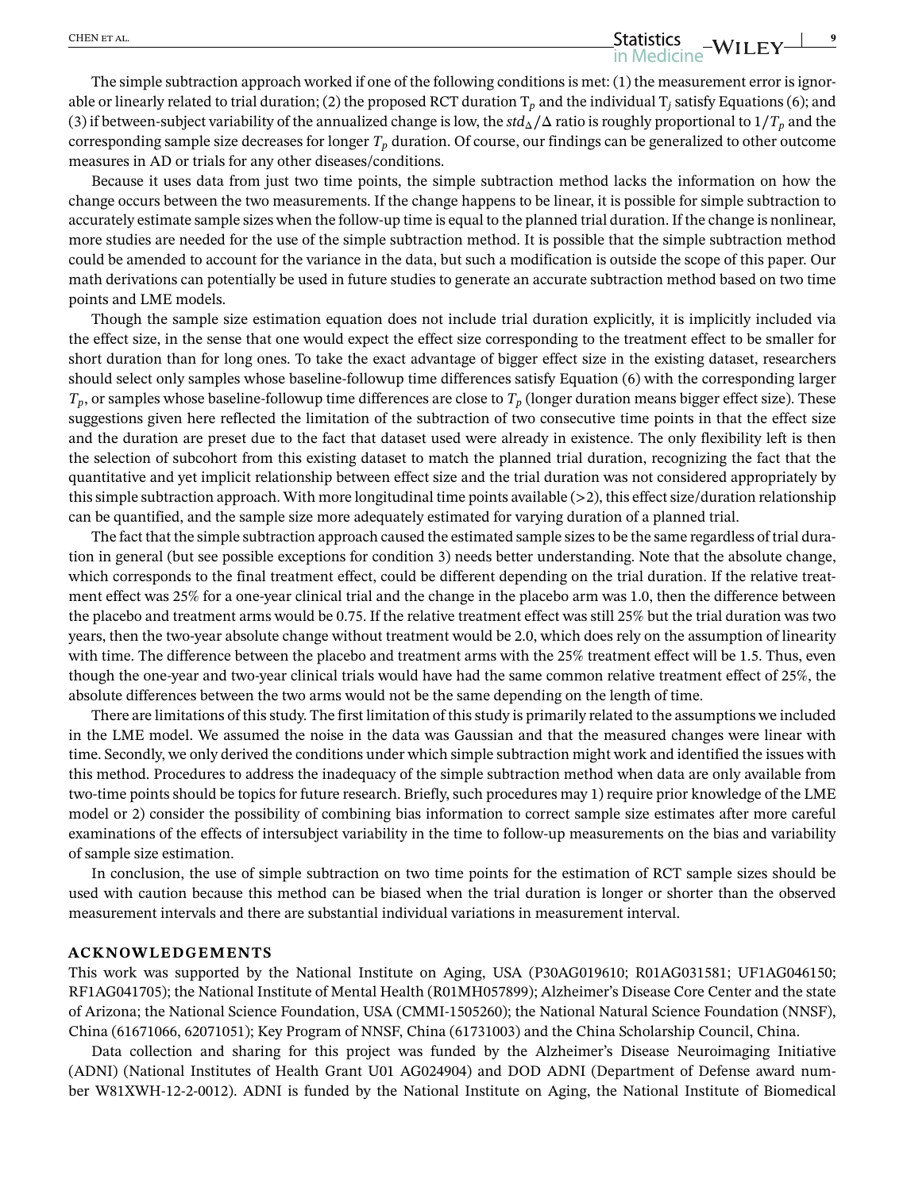The simple subtraction approach worked if one of the following conditions is met: (1) the measurement error is ignorable or linearly related to trial duration; (2) the proposed RCT duration $T_p$ and the individual $T_j$ satisfy Equations (6); and (3) if between-subject variability of the annualized change is low, the $std_\Delta/\Delta$ ratio is roughly proportional to $1/T_p$ and the corresponding sample size decreases for longer $T_p$ duration. Of course, our findings can be generalized to other outcome measures in AD or trials for any other diseases/conditions.

Because it uses data from just two time points, the simple subtraction method lacks the information on how the change occurs between the two measurements. If the change happens to be linear, it is possible for simple subtraction to accurately estimate sample sizes when the follow-up time is equal to the planned trial duration. If the change is nonlinear, more studies are needed for the use of the simple subtraction method. It is possible that the simple subtraction method could be amended to account for the variance in the data, but such a modification is outside the scope of this paper. Our math derivations can potentially be used in future studies to generate an accurate subtraction method based on two time points and LME models.

Though the sample size estimation equation does not include trial duration explicitly, it is implicitly included via the effect size, in the sense that one would expect the effect size corresponding to the treatment effect to be smaller for short duration than for long ones. To take the exact advantage of bigger effect size in the existing dataset, researchers should select only samples whose baseline-followup time differences satisfy Equation (6) with the corresponding larger $T_p$, or samples whose baseline-followup time differences are close to $T_p$ (longer duration means bigger effect size). These suggestions given here reflected the limitation of the subtraction of two consecutive time points in that the effect size and the duration are preset due to the fact that dataset used were already in existence. The only flexibility left is then the selection of subcohort from this existing dataset to match the planned trial duration, recognizing the fact that the quantitative and yet implicit relationship between effect size and the trial duration was not considered appropriately by this simple subtraction approach. With more longitudinal time points available (>2), this effect size/duration relationship can be quantified, and the sample size more adequately estimated for varying duration of a planned trial.

The fact that the simple subtraction approach caused the estimated sample sizes to be the same regardless of trial duration in general (but see possible exceptions for condition 3) needs better understanding. Note that the absolute change, which corresponds to the final treatment effect, could be different depending on the trial duration. If the relative treatment effect was 25% for a one-year clinical trial and the change in the placebo arm was 1.0, then the difference between the placebo and treatment arms would be 0.75. If the relative treatment effect was still 25% but the trial duration was two years, then the two-year absolute change without treatment would be 2.0, which does rely on the assumption of linearity with time. The difference between the placebo and treatment arms with the 25% treatment effect will be 1.5. Thus, even though the one-year and two-year clinical trials would have had the same common relative treatment effect of 25%, the absolute differences between the two arms would not be the same depending on the length of time.

There are limitations of this study. The first limitation of this study is primarily related to the assumptions we included in the LME model. We assumed the noise in the data was Gaussian and that the measured changes were linear with time. Secondly, we only derived the conditions under which simple subtraction might work and identified the issues with this method. Procedures to address the inadequacy of the simple subtraction method when data are only available from two-time points should be topics for future research. Briefly, such procedures may 1) require prior knowledge of the LME model or 2) consider the possibility of combining bias information to correct sample size estimates after more careful examinations of the effects of intersubject variability in the time to follow-up measurements on the bias and variability of sample size estimation.

In conclusion, the use of simple subtraction on two time points for the estimation of RCT sample sizes should be used with caution because this method can be biased when the trial duration is longer or shorter than the observed measurement intervals and there are substantial individual variations in measurement interval.

## ACKNOWLEDGEMENTS

This work was supported by the National Institute on Aging, USA (P30AG019610; R01AG031581; UF1AG046150; RF1AG041705); the National Institute of Mental Health (R01MH057899); Alzheimer's Disease Core Center and the state of Arizona; the National Science Foundation, USA (CMMI-1505260); the National Natural Science Foundation (NNSF), China (61671066, 62071051); Key Program of NNSF, China (61731003) and the China Scholarship Council, China.

Data collection and sharing for this project was funded by the Alzheimer's Disease Neuroimaging Initiative (ADNI) (National Institutes of Health Grant U01 AG024904) and DOD ADNI (Department of Defense award number W81XWH-12-2-0012). ADNI is funded by the National Institute on Aging, the National Institute of Biomedical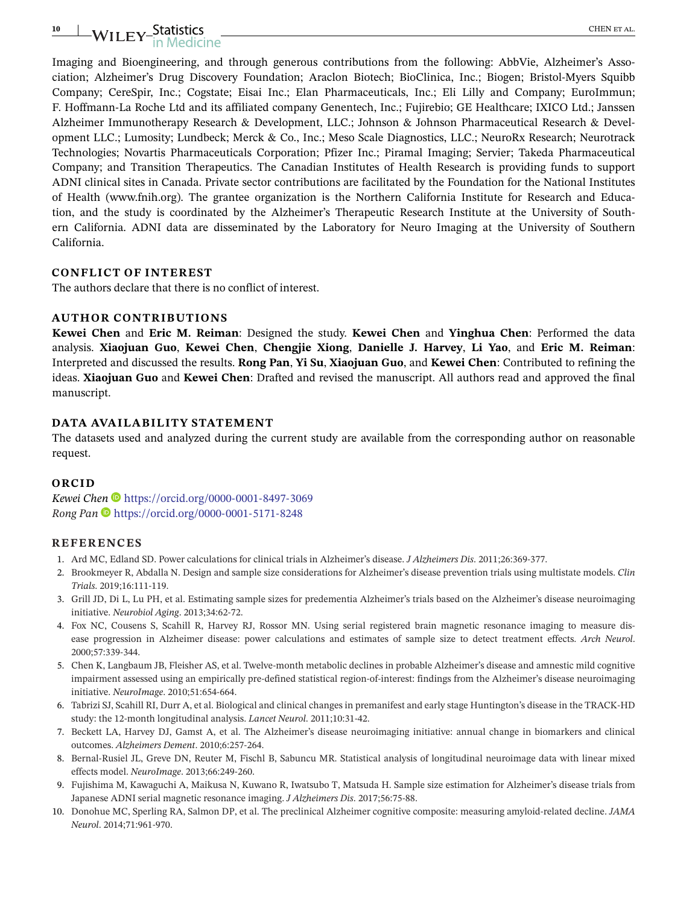Imaging and Bioengineering, and through generous contributions from the following: AbbVie, Alzheimer's Association; Alzheimer's Drug Discovery Foundation; Araclon Biotech; BioClinica, Inc.; Biogen; Bristol-Myers Squibb Company; CereSpir, Inc.; Cogstate; Eisai Inc.; Elan Pharmaceuticals, Inc.; Eli Lilly and Company; EuroImmun; F. Hoffmann-La Roche Ltd and its affiliated company Genentech, Inc.; Fujirebio; GE Healthcare; IXICO Ltd.; Janssen Alzheimer Immunotherapy Research & Development, LLC.; Johnson & Johnson Pharmaceutical Research & Development LLC.; Lumosity; Lundbeck; Merck & Co., Inc.; Meso Scale Diagnostics, LLC.; NeuroRx Research; Neurotrack Technologies; Novartis Pharmaceuticals Corporation; Pfizer Inc.; Piramal Imaging; Servier; Takeda Pharmaceutical Company; and Transition Therapeutics. The Canadian Institutes of Health Research is providing funds to support ADNI clinical sites in Canada. Private sector contributions are facilitated by the Foundation for the National Institutes of Health (www.fnih.org). The grantee organization is the Northern California Institute for Research and Education, and the study is coordinated by the Alzheimer's Therapeutic Research Institute at the University of Southern California. ADNI data are disseminated by the Laboratory for Neuro Imaging at the University of Southern California.

## CONFLICT OF INTEREST

The authors declare that there is no conflict of interest.

## AUTHOR CONTRIBUTIONS

**Kewei Chen** and **Eric M. Reiman**: Designed the study. **Kewei Chen** and **Yinghua Chen**: Performed the data analysis. **Xiaojuan Guo**, **Kewei Chen**, **Chengjie Xiong**, **Danielle J. Harvey**, **Li Yao**, and **Eric M. Reiman**: Interpreted and discussed the results. **Rong Pan**, **Yi Su**, **Xiaojuan Guo**, and **Kewei Chen**: Contributed to refining the ideas. **Xiaojuan Guo** and **Kewei Chen**: Drafted and revised the manuscript. All authors read and approved the final manuscript.

## DATA AVAILABILITY STATEMENT

The datasets used and analyzed during the current study are available from the corresponding author on reasonable request.

## ORCID

*Kewei Chen* https://orcid.org/0000-0001-8497-3069
*Rong Pan* https://orcid.org/0000-0001-5171-8248

## REFERENCES

1. Ard MC, Edland SD. Power calculations for clinical trials in Alzheimer's disease. *J Alzheimers Dis*. 2011;26:369-377.
2. Brookmeyer R, Abdalla N. Design and sample size considerations for Alzheimer's disease prevention trials using multistate models. *Clin Trials*. 2019;16:111-119.
3. Grill JD, Di L, Lu PH, et al. Estimating sample sizes for predementia Alzheimer's trials based on the Alzheimer's disease neuroimaging initiative. *Neurobiol Aging*. 2013;34:62-72.
4. Fox NC, Cousens S, Scahill R, Harvey RJ, Rossor MN. Using serial registered brain magnetic resonance imaging to measure disease progression in Alzheimer disease: power calculations and estimates of sample size to detect treatment effects. *Arch Neurol*. 2000;57:339-344.
5. Chen K, Langbaum JB, Fleisher AS, et al. Twelve-month metabolic declines in probable Alzheimer's disease and amnestic mild cognitive impairment assessed using an empirically pre-defined statistical region-of-interest: findings from the Alzheimer's disease neuroimaging initiative. *NeuroImage*. 2010;51:654-664.
6. Tabrizi SJ, Scahill RI, Durr A, et al. Biological and clinical changes in premanifest and early stage Huntington's disease in the TRACK-HD study: the 12-month longitudinal analysis. *Lancet Neurol*. 2011;10:31-42.
7. Beckett LA, Harvey DJ, Gamst A, et al. The Alzheimer's disease neuroimaging initiative: annual change in biomarkers and clinical outcomes. *Alzheimers Dement*. 2010;6:257-264.
8. Bernal-Rusiel JL, Greve DN, Reuter M, Fischl B, Sabuncu MR. Statistical analysis of longitudinal neuroimage data with linear mixed effects model. *NeuroImage*. 2013;66:249-260.
9. Fujishima M, Kawaguchi A, Maikusa N, Kuwano R, Iwatsubo T, Matsuda H. Sample size estimation for Alzheimer's disease trials from Japanese ADNI serial magnetic resonance imaging. *J Alzheimers Dis*. 2017;56:75-88.
10. Donohue MC, Sperling RA, Salmon DP, et al. The preclinical Alzheimer cognitive composite: measuring amyloid-related decline. *JAMA Neurol*. 2014;71:961-970.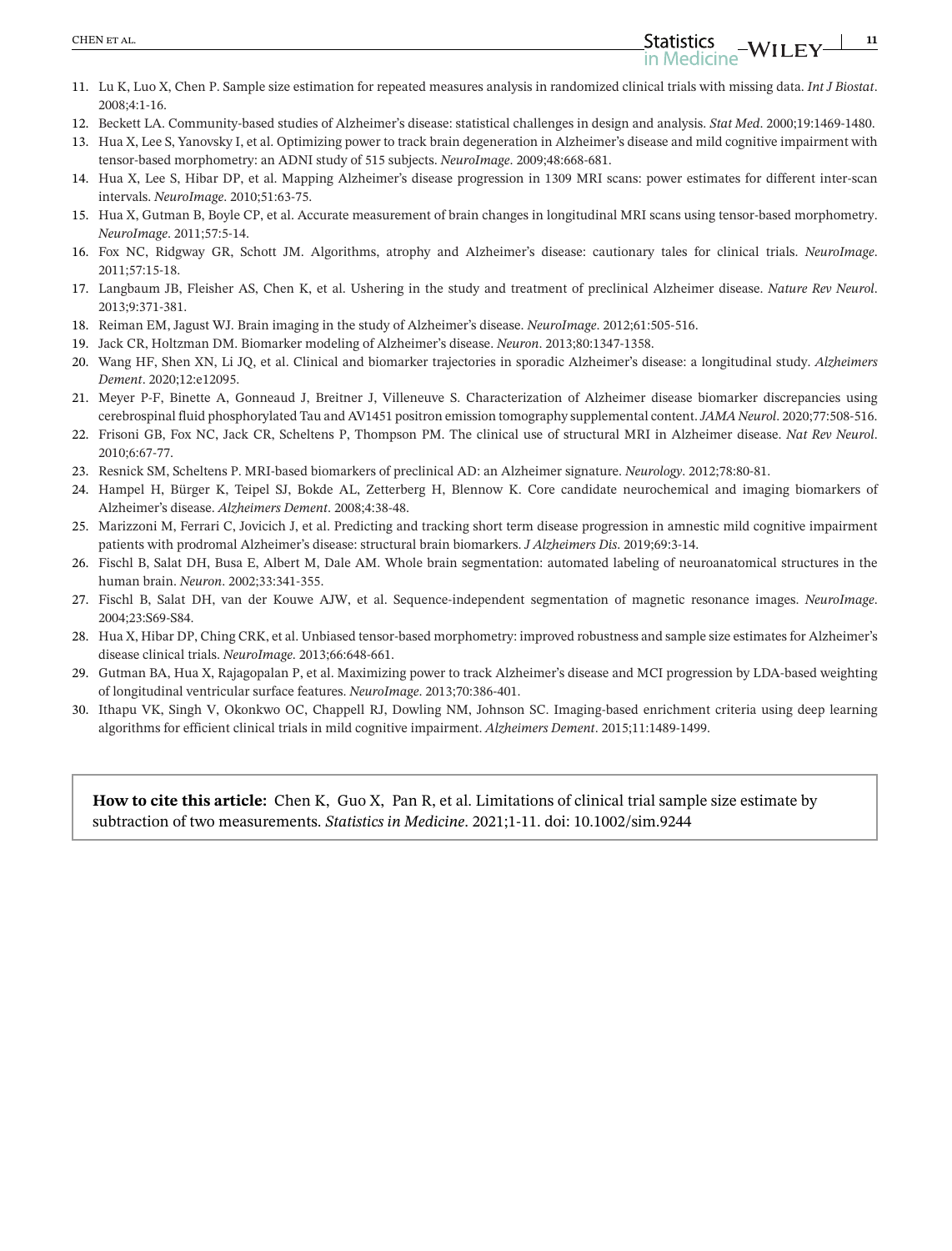11. Lu K, Luo X, Chen P. Sample size estimation for repeated measures analysis in randomized clinical trials with missing data. *Int J Biostat*. 2008;4:1-16.
12. Beckett LA. Community-based studies of Alzheimer's disease: statistical challenges in design and analysis. *Stat Med*. 2000;19:1469-1480.
13. Hua X, Lee S, Yanovsky I, et al. Optimizing power to track brain degeneration in Alzheimer's disease and mild cognitive impairment with tensor-based morphometry: an ADNI study of 515 subjects. *NeuroImage*. 2009;48:668-681.
14. Hua X, Lee S, Hibar DP, et al. Mapping Alzheimer's disease progression in 1309 MRI scans: power estimates for different inter-scan intervals. *NeuroImage*. 2010;51:63-75.
15. Hua X, Gutman B, Boyle CP, et al. Accurate measurement of brain changes in longitudinal MRI scans using tensor-based morphometry. *NeuroImage*. 2011;57:5-14.
16. Fox NC, Ridgway GR, Schott JM. Algorithms, atrophy and Alzheimer's disease: cautionary tales for clinical trials. *NeuroImage*. 2011;57:15-18.
17. Langbaum JB, Fleisher AS, Chen K, et al. Ushering in the study and treatment of preclinical Alzheimer disease. *Nature Rev Neurol*. 2013;9:371-381.
18. Reiman EM, Jagust WJ. Brain imaging in the study of Alzheimer's disease. *NeuroImage*. 2012;61:505-516.
19. Jack CR, Holtzman DM. Biomarker modeling of Alzheimer's disease. *Neuron*. 2013;80:1347-1358.
20. Wang HF, Shen XN, Li JQ, et al. Clinical and biomarker trajectories in sporadic Alzheimer's disease: a longitudinal study. *Alzheimers Dement*. 2020;12:e12095.
21. Meyer P-F, Binette A, Gonneaud J, Breitner J, Villeneuve S. Characterization of Alzheimer disease biomarker discrepancies using cerebrospinal fluid phosphorylated Tau and AV1451 positron emission tomography supplemental content. *JAMA Neurol*. 2020;77:508-516.
22. Frisoni GB, Fox NC, Jack CR, Scheltens P, Thompson PM. The clinical use of structural MRI in Alzheimer disease. *Nat Rev Neurol*. 2010;6:67-77.
23. Resnick SM, Scheltens P. MRI-based biomarkers of preclinical AD: an Alzheimer signature. *Neurology*. 2012;78:80-81.
24. Hampel H, Bürger K, Teipel SJ, Bokde AL, Zetterberg H, Blennow K. Core candidate neurochemical and imaging biomarkers of Alzheimer's disease. *Alzheimers Dement*. 2008;4:38-48.
25. Marizzoni M, Ferrari C, Jovicich J, et al. Predicting and tracking short term disease progression in amnestic mild cognitive impairment patients with prodromal Alzheimer's disease: structural brain biomarkers. *J Alzheimers Dis*. 2019;69:3-14.
26. Fischl B, Salat DH, Busa E, Albert M, Dale AM. Whole brain segmentation: automated labeling of neuroanatomical structures in the human brain. *Neuron*. 2002;33:341-355.
27. Fischl B, Salat DH, van der Kouwe AJW, et al. Sequence-independent segmentation of magnetic resonance images. *NeuroImage*. 2004;23:S69-S84.
28. Hua X, Hibar DP, Ching CRK, et al. Unbiased tensor-based morphometry: improved robustness and sample size estimates for Alzheimer's disease clinical trials. *NeuroImage*. 2013;66:648-661.
29. Gutman BA, Hua X, Rajagopalan P, et al. Maximizing power to track Alzheimer's disease and MCI progression by LDA-based weighting of longitudinal ventricular surface features. *NeuroImage*. 2013;70:386-401.
30. Ithapu VK, Singh V, Okonkwo OC, Chappell RJ, Dowling NM, Johnson SC. Imaging-based enrichment criteria using deep learning algorithms for efficient clinical trials in mild cognitive impairment. *Alzheimers Dement*. 2015;11:1489-1499.

**How to cite this article:** Chen K, Guo X, Pan R, et al. Limitations of clinical trial sample size estimate by subtraction of two measurements. *Statistics in Medicine*. 2021;1-11. doi: 10.1002/sim.9244